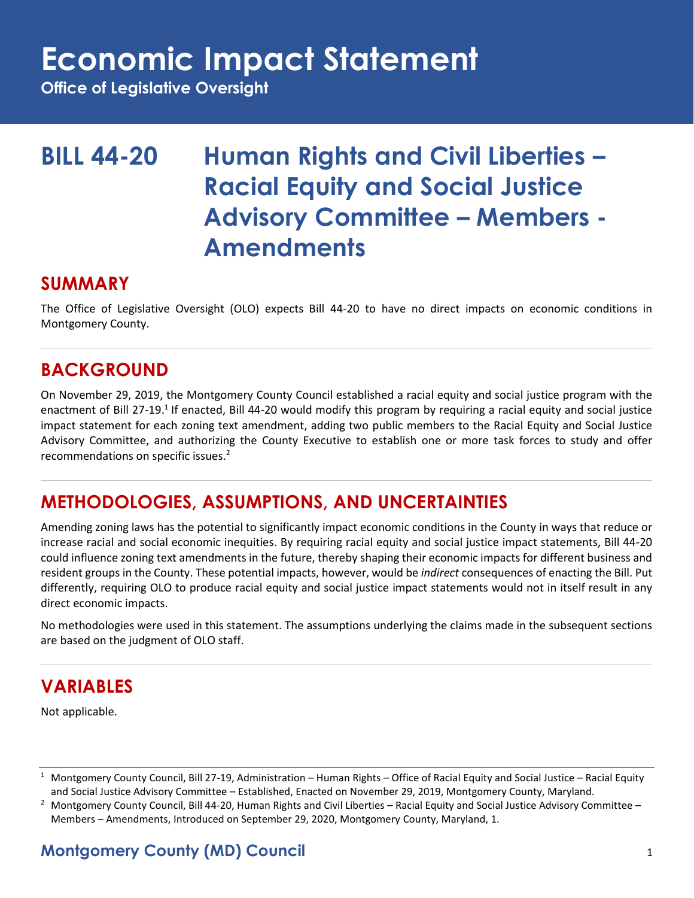# Economic Impact Statement

**Office of Legislative Oversight**

# BILL 44-20 Human Rights and Civil Liberties – Racial Equity and Social Justice Advisory Committee – Members - Amendments

## SUMMARY

The Office of Legislative Oversight (OLO) expects Bill 44-20 to have no direct impacts on economic conditions in Montgomery County.

## BACKGROUND

On November 29, 2019, the Montgomery County Council established a racial equity and social justice program with the enactment of Bill 27-19.[1] If enacted, Bill 44-20 would modify this program by requiring a racial equity and social justice impact statement for each zoning text amendment, adding two public members to the Racial Equity and Social Justice Advisory Committee, and authorizing the County Executive to establish one or more task forces to study and offer recommendations on specific issues.[2]

## METHODOLOGIES, ASSUMPTIONS, AND UNCERTAINTIES

Amending zoning laws has the potential to significantly impact economic conditions in the County in ways that reduce or increase racial and social economic inequities. By requiring racial equity and social justice impact statements, Bill 44-20 could influence zoning text amendments in the future, thereby shaping their economic impacts for different business and resident groups in the County. These potential impacts, however, would be *indirect* consequences of enacting the Bill. Put differently, requiring OLO to produce racial equity and social justice impact statements would not in itself result in any direct economic impacts.

No methodologies were used in this statement. The assumptions underlying the claims made in the subsequent sections are based on the judgment of OLO staff.

## VARIABLES

Not applicable.

---

[1] Montgomery County Council, Bill 27-19, Administration – Human Rights – Office of Racial Equity and Social Justice – Racial Equity and Social Justice Advisory Committee – Established, Enacted on November 29, 2019, Montgomery County, Maryland.

[2] Montgomery County Council, Bill 44-20, Human Rights and Civil Liberties – Racial Equity and Social Justice Advisory Committee – Members – Amendments, Introduced on September 29, 2020, Montgomery County, Maryland, 1.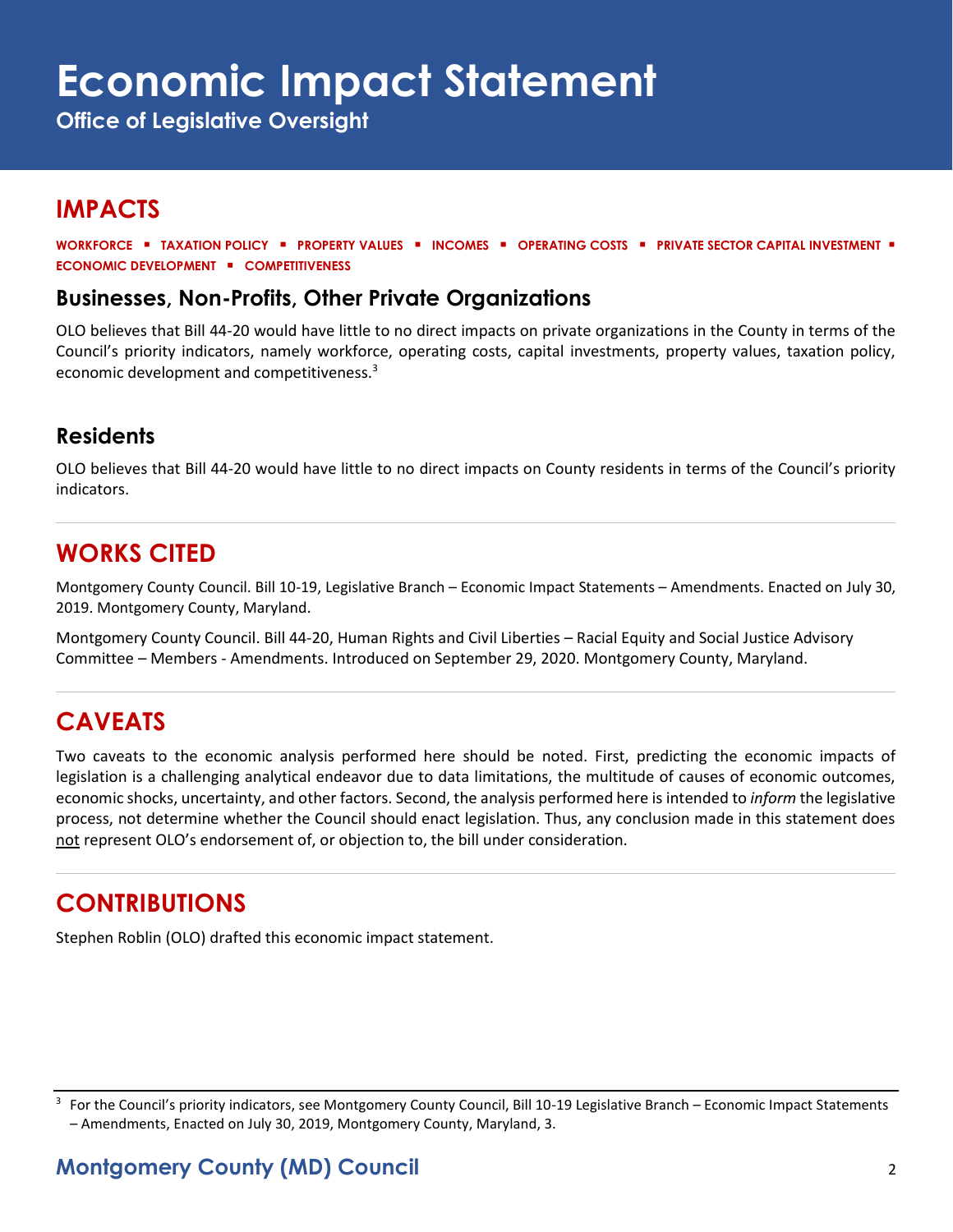# Economic Impact Statement

**Office of Legislative Oversight**

## IMPACTS

**WORKFORCE ▪ TAXATION POLICY ▪ PROPERTY VALUES ▪ INCOMES ▪ OPERATING COSTS ▪ PRIVATE SECTOR CAPITAL INVESTMENT ▪ ECONOMIC DEVELOPMENT ▪ COMPETITIVENESS**

### Businesses, Non-Profits, Other Private Organizations

OLO believes that Bill 44-20 would have little to no direct impacts on private organizations in the County in terms of the Council's priority indicators, namely workforce, operating costs, capital investments, property values, taxation policy, economic development and competitiveness.[3]

### Residents

OLO believes that Bill 44-20 would have little to no direct impacts on County residents in terms of the Council's priority indicators.

## WORKS CITED

Montgomery County Council. Bill 10-19, Legislative Branch – Economic Impact Statements – Amendments. Enacted on July 30, 2019. Montgomery County, Maryland.

Montgomery County Council. Bill 44-20, Human Rights and Civil Liberties – Racial Equity and Social Justice Advisory Committee – Members - Amendments. Introduced on September 29, 2020. Montgomery County, Maryland.

## CAVEATS

Two caveats to the economic analysis performed here should be noted. First, predicting the economic impacts of legislation is a challenging analytical endeavor due to data limitations, the multitude of causes of economic outcomes, economic shocks, uncertainty, and other factors. Second, the analysis performed here is intended to *inform* the legislative process, not determine whether the Council should enact legislation. Thus, any conclusion made in this statement does not represent OLO's endorsement of, or objection to, the bill under consideration.

## CONTRIBUTIONS

Stephen Roblin (OLO) drafted this economic impact statement.

---

[3] For the Council's priority indicators, see Montgomery County Council, Bill 10-19 Legislative Branch – Economic Impact Statements – Amendments, Enacted on July 30, 2019, Montgomery County, Maryland, 3.